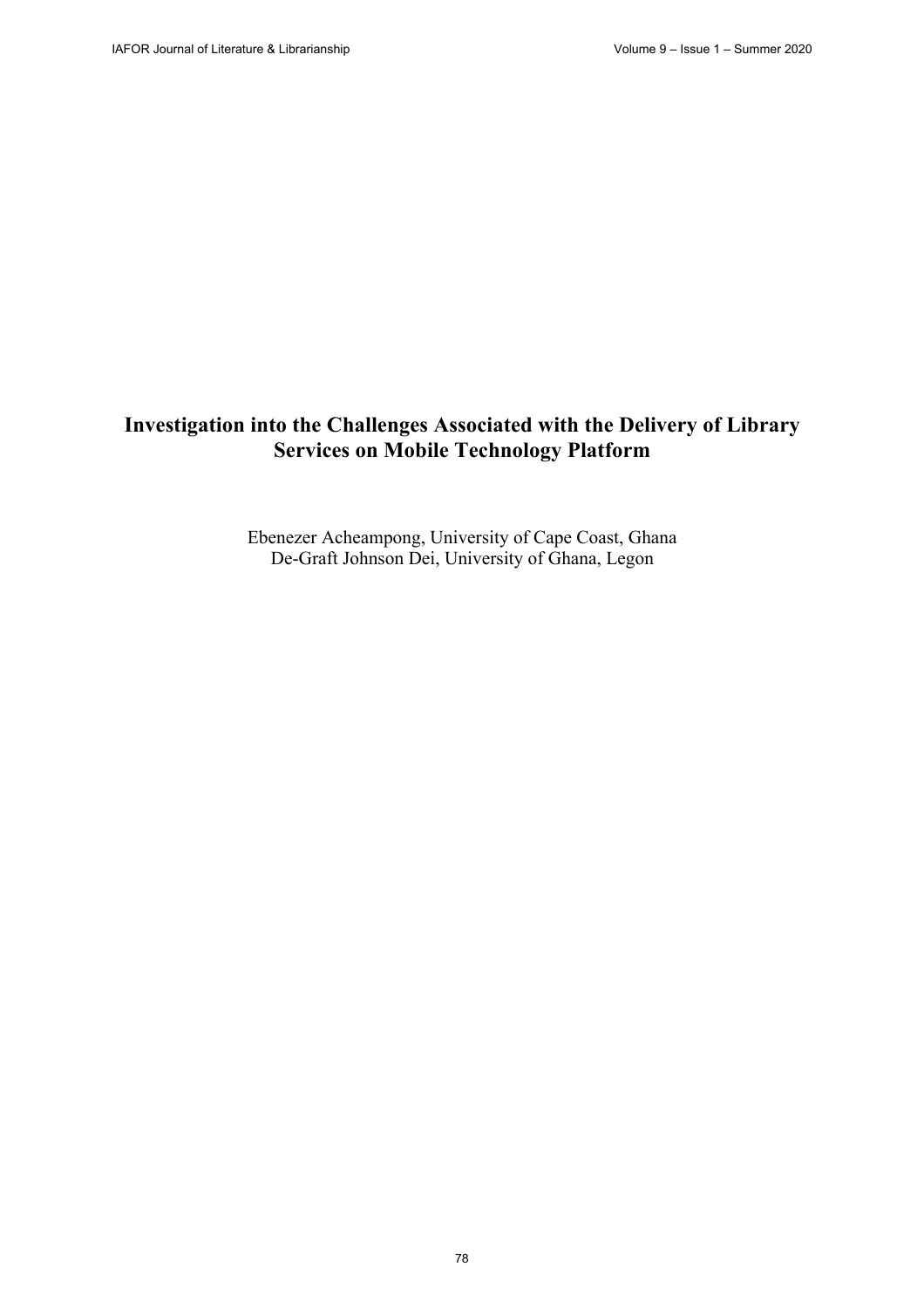# Investigation into the Challenges Associated with the Delivery of Library Services on Mobile Technology Platform

Ebenezer Acheampong, University of Cape Coast, Ghana
De-Graft Johnson Dei, University of Ghana, Legon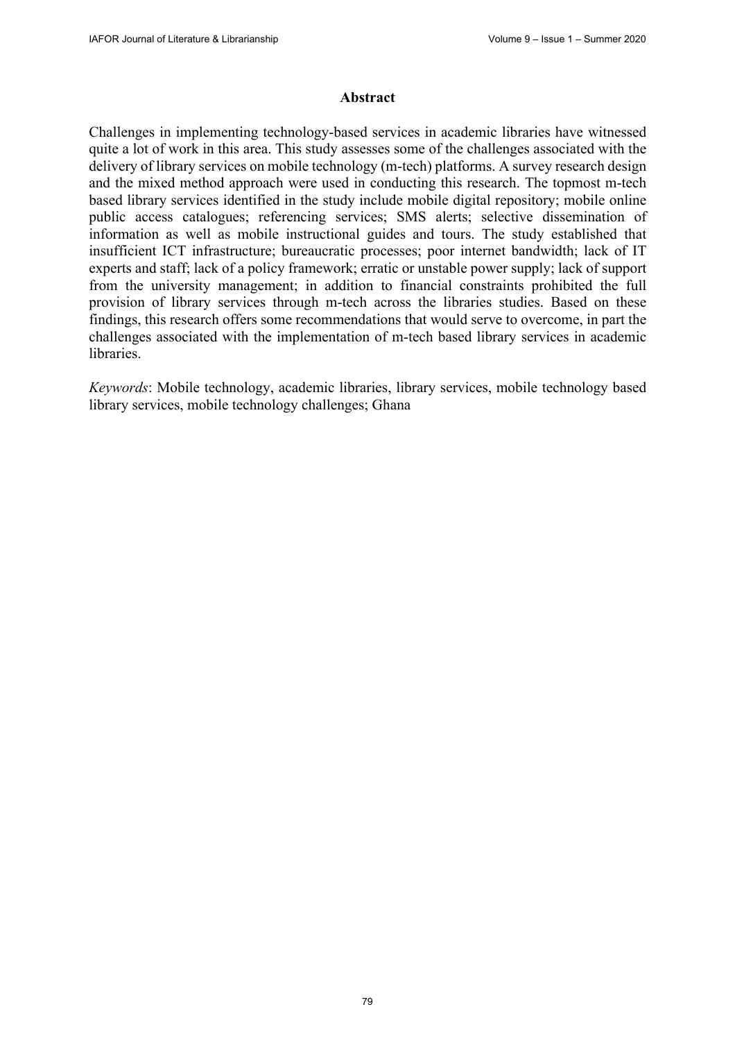## Abstract

Challenges in implementing technology-based services in academic libraries have witnessed quite a lot of work in this area. This study assesses some of the challenges associated with the delivery of library services on mobile technology (m-tech) platforms. A survey research design and the mixed method approach were used in conducting this research. The topmost m-tech based library services identified in the study include mobile digital repository; mobile online public access catalogues; referencing services; SMS alerts; selective dissemination of information as well as mobile instructional guides and tours. The study established that insufficient ICT infrastructure; bureaucratic processes; poor internet bandwidth; lack of IT experts and staff; lack of a policy framework; erratic or unstable power supply; lack of support from the university management; in addition to financial constraints prohibited the full provision of library services through m-tech across the libraries studies. Based on these findings, this research offers some recommendations that would serve to overcome, in part the challenges associated with the implementation of m-tech based library services in academic libraries.

*Keywords*: Mobile technology, academic libraries, library services, mobile technology based library services, mobile technology challenges; Ghana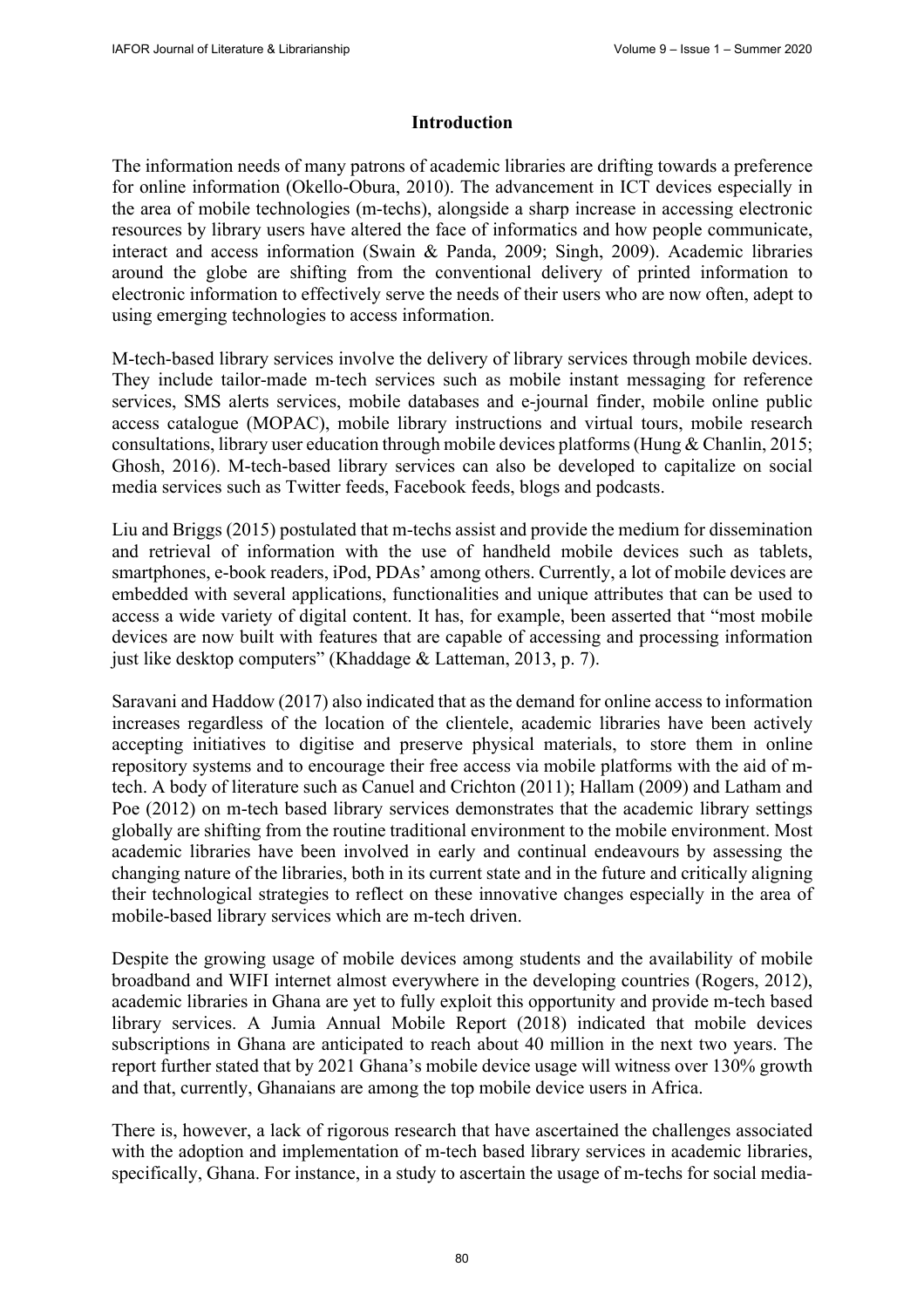## Introduction

The information needs of many patrons of academic libraries are drifting towards a preference for online information (Okello-Obura, 2010). The advancement in ICT devices especially in the area of mobile technologies (m-techs), alongside a sharp increase in accessing electronic resources by library users have altered the face of informatics and how people communicate, interact and access information (Swain & Panda, 2009; Singh, 2009). Academic libraries around the globe are shifting from the conventional delivery of printed information to electronic information to effectively serve the needs of their users who are now often, adept to using emerging technologies to access information.

M-tech-based library services involve the delivery of library services through mobile devices. They include tailor-made m-tech services such as mobile instant messaging for reference services, SMS alerts services, mobile databases and e-journal finder, mobile online public access catalogue (MOPAC), mobile library instructions and virtual tours, mobile research consultations, library user education through mobile devices platforms (Hung & Chanlin, 2015; Ghosh, 2016). M-tech-based library services can also be developed to capitalize on social media services such as Twitter feeds, Facebook feeds, blogs and podcasts.

Liu and Briggs (2015) postulated that m-techs assist and provide the medium for dissemination and retrieval of information with the use of handheld mobile devices such as tablets, smartphones, e-book readers, iPod, PDAs' among others. Currently, a lot of mobile devices are embedded with several applications, functionalities and unique attributes that can be used to access a wide variety of digital content. It has, for example, been asserted that "most mobile devices are now built with features that are capable of accessing and processing information just like desktop computers" (Khaddage & Latteman, 2013, p. 7).

Saravani and Haddow (2017) also indicated that as the demand for online access to information increases regardless of the location of the clientele, academic libraries have been actively accepting initiatives to digitise and preserve physical materials, to store them in online repository systems and to encourage their free access via mobile platforms with the aid of m-tech. A body of literature such as Canuel and Crichton (2011); Hallam (2009) and Latham and Poe (2012) on m-tech based library services demonstrates that the academic library settings globally are shifting from the routine traditional environment to the mobile environment. Most academic libraries have been involved in early and continual endeavours by assessing the changing nature of the libraries, both in its current state and in the future and critically aligning their technological strategies to reflect on these innovative changes especially in the area of mobile-based library services which are m-tech driven.

Despite the growing usage of mobile devices among students and the availability of mobile broadband and WIFI internet almost everywhere in the developing countries (Rogers, 2012), academic libraries in Ghana are yet to fully exploit this opportunity and provide m-tech based library services. A Jumia Annual Mobile Report (2018) indicated that mobile devices subscriptions in Ghana are anticipated to reach about 40 million in the next two years. The report further stated that by 2021 Ghana's mobile device usage will witness over 130% growth and that, currently, Ghanaians are among the top mobile device users in Africa.

There is, however, a lack of rigorous research that have ascertained the challenges associated with the adoption and implementation of m-tech based library services in academic libraries, specifically, Ghana. For instance, in a study to ascertain the usage of m-techs for social media-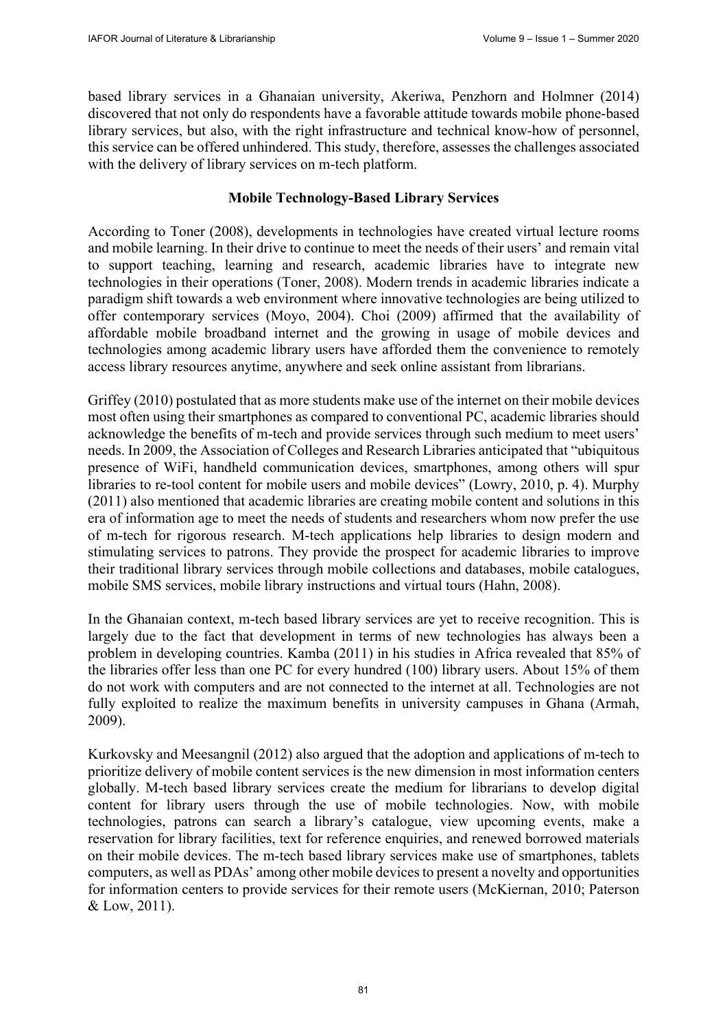based library services in a Ghanaian university, Akeriwa, Penzhorn and Holmner (2014) discovered that not only do respondents have a favorable attitude towards mobile phone-based library services, but also, with the right infrastructure and technical know-how of personnel, this service can be offered unhindered. This study, therefore, assesses the challenges associated with the delivery of library services on m-tech platform.

## Mobile Technology-Based Library Services

According to Toner (2008), developments in technologies have created virtual lecture rooms and mobile learning. In their drive to continue to meet the needs of their users' and remain vital to support teaching, learning and research, academic libraries have to integrate new technologies in their operations (Toner, 2008). Modern trends in academic libraries indicate a paradigm shift towards a web environment where innovative technologies are being utilized to offer contemporary services (Moyo, 2004). Choi (2009) affirmed that the availability of affordable mobile broadband internet and the growing in usage of mobile devices and technologies among academic library users have afforded them the convenience to remotely access library resources anytime, anywhere and seek online assistant from librarians.

Griffey (2010) postulated that as more students make use of the internet on their mobile devices most often using their smartphones as compared to conventional PC, academic libraries should acknowledge the benefits of m-tech and provide services through such medium to meet users' needs. In 2009, the Association of Colleges and Research Libraries anticipated that "ubiquitous presence of WiFi, handheld communication devices, smartphones, among others will spur libraries to re-tool content for mobile users and mobile devices" (Lowry, 2010, p. 4). Murphy (2011) also mentioned that academic libraries are creating mobile content and solutions in this era of information age to meet the needs of students and researchers whom now prefer the use of m-tech for rigorous research. M-tech applications help libraries to design modern and stimulating services to patrons. They provide the prospect for academic libraries to improve their traditional library services through mobile collections and databases, mobile catalogues, mobile SMS services, mobile library instructions and virtual tours (Hahn, 2008).

In the Ghanaian context, m-tech based library services are yet to receive recognition. This is largely due to the fact that development in terms of new technologies has always been a problem in developing countries. Kamba (2011) in his studies in Africa revealed that 85% of the libraries offer less than one PC for every hundred (100) library users. About 15% of them do not work with computers and are not connected to the internet at all. Technologies are not fully exploited to realize the maximum benefits in university campuses in Ghana (Armah, 2009).

Kurkovsky and Meesangnil (2012) also argued that the adoption and applications of m-tech to prioritize delivery of mobile content services is the new dimension in most information centers globally. M-tech based library services create the medium for librarians to develop digital content for library users through the use of mobile technologies. Now, with mobile technologies, patrons can search a library's catalogue, view upcoming events, make a reservation for library facilities, text for reference enquiries, and renewed borrowed materials on their mobile devices. The m-tech based library services make use of smartphones, tablets computers, as well as PDAs' among other mobile devices to present a novelty and opportunities for information centers to provide services for their remote users (McKiernan, 2010; Paterson & Low, 2011).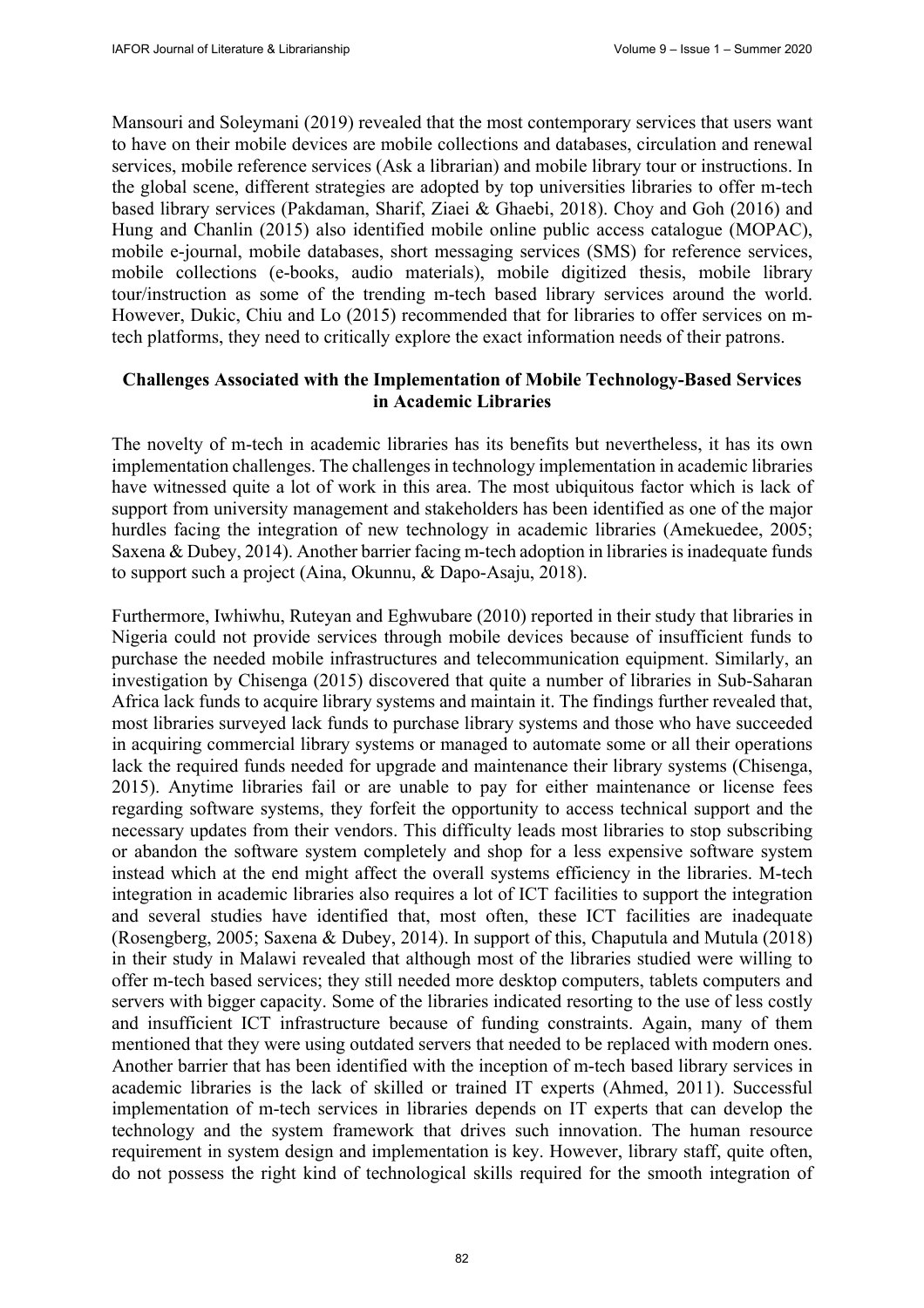Mansouri and Soleymani (2019) revealed that the most contemporary services that users want to have on their mobile devices are mobile collections and databases, circulation and renewal services, mobile reference services (Ask a librarian) and mobile library tour or instructions. In the global scene, different strategies are adopted by top universities libraries to offer m-tech based library services (Pakdaman, Sharif, Ziaei & Ghaebi, 2018). Choy and Goh (2016) and Hung and Chanlin (2015) also identified mobile online public access catalogue (MOPAC), mobile e-journal, mobile databases, short messaging services (SMS) for reference services, mobile collections (e-books, audio materials), mobile digitized thesis, mobile library tour/instruction as some of the trending m-tech based library services around the world. However, Dukic, Chiu and Lo (2015) recommended that for libraries to offer services on m-tech platforms, they need to critically explore the exact information needs of their patrons.

## Challenges Associated with the Implementation of Mobile Technology-Based Services in Academic Libraries

The novelty of m-tech in academic libraries has its benefits but nevertheless, it has its own implementation challenges. The challenges in technology implementation in academic libraries have witnessed quite a lot of work in this area. The most ubiquitous factor which is lack of support from university management and stakeholders has been identified as one of the major hurdles facing the integration of new technology in academic libraries (Amekuedee, 2005; Saxena & Dubey, 2014). Another barrier facing m-tech adoption in libraries is inadequate funds to support such a project (Aina, Okunnu, & Dapo-Asaju, 2018).

Furthermore, Iwhiwhu, Ruteyan and Eghwubare (2010) reported in their study that libraries in Nigeria could not provide services through mobile devices because of insufficient funds to purchase the needed mobile infrastructures and telecommunication equipment. Similarly, an investigation by Chisenga (2015) discovered that quite a number of libraries in Sub-Saharan Africa lack funds to acquire library systems and maintain it. The findings further revealed that, most libraries surveyed lack funds to purchase library systems and those who have succeeded in acquiring commercial library systems or managed to automate some or all their operations lack the required funds needed for upgrade and maintenance their library systems (Chisenga, 2015). Anytime libraries fail or are unable to pay for either maintenance or license fees regarding software systems, they forfeit the opportunity to access technical support and the necessary updates from their vendors. This difficulty leads most libraries to stop subscribing or abandon the software system completely and shop for a less expensive software system instead which at the end might affect the overall systems efficiency in the libraries. M-tech integration in academic libraries also requires a lot of ICT facilities to support the integration and several studies have identified that, most often, these ICT facilities are inadequate (Rosengberg, 2005; Saxena & Dubey, 2014). In support of this, Chaputula and Mutula (2018) in their study in Malawi revealed that although most of the libraries studied were willing to offer m-tech based services; they still needed more desktop computers, tablets computers and servers with bigger capacity. Some of the libraries indicated resorting to the use of less costly and insufficient ICT infrastructure because of funding constraints. Again, many of them mentioned that they were using outdated servers that needed to be replaced with modern ones. Another barrier that has been identified with the inception of m-tech based library services in academic libraries is the lack of skilled or trained IT experts (Ahmed, 2011). Successful implementation of m-tech services in libraries depends on IT experts that can develop the technology and the system framework that drives such innovation. The human resource requirement in system design and implementation is key. However, library staff, quite often, do not possess the right kind of technological skills required for the smooth integration of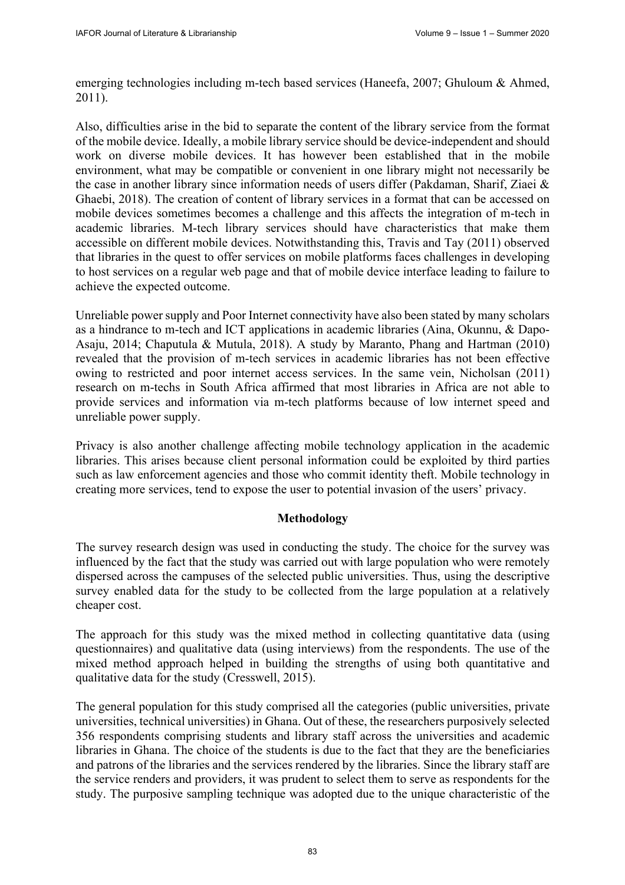emerging technologies including m-tech based services (Haneefa, 2007; Ghuloum & Ahmed, 2011).

Also, difficulties arise in the bid to separate the content of the library service from the format of the mobile device. Ideally, a mobile library service should be device-independent and should work on diverse mobile devices. It has however been established that in the mobile environment, what may be compatible or convenient in one library might not necessarily be the case in another library since information needs of users differ (Pakdaman, Sharif, Ziaei & Ghaebi, 2018). The creation of content of library services in a format that can be accessed on mobile devices sometimes becomes a challenge and this affects the integration of m-tech in academic libraries. M-tech library services should have characteristics that make them accessible on different mobile devices. Notwithstanding this, Travis and Tay (2011) observed that libraries in the quest to offer services on mobile platforms faces challenges in developing to host services on a regular web page and that of mobile device interface leading to failure to achieve the expected outcome.

Unreliable power supply and Poor Internet connectivity have also been stated by many scholars as a hindrance to m-tech and ICT applications in academic libraries (Aina, Okunnu, & Dapo-Asaju, 2014; Chaputula & Mutula, 2018). A study by Maranto, Phang and Hartman (2010) revealed that the provision of m-tech services in academic libraries has not been effective owing to restricted and poor internet access services. In the same vein, Nicholsan (2011) research on m-techs in South Africa affirmed that most libraries in Africa are not able to provide services and information via m-tech platforms because of low internet speed and unreliable power supply.

Privacy is also another challenge affecting mobile technology application in the academic libraries. This arises because client personal information could be exploited by third parties such as law enforcement agencies and those who commit identity theft. Mobile technology in creating more services, tend to expose the user to potential invasion of the users' privacy.

## Methodology

The survey research design was used in conducting the study. The choice for the survey was influenced by the fact that the study was carried out with large population who were remotely dispersed across the campuses of the selected public universities. Thus, using the descriptive survey enabled data for the study to be collected from the large population at a relatively cheaper cost.

The approach for this study was the mixed method in collecting quantitative data (using questionnaires) and qualitative data (using interviews) from the respondents. The use of the mixed method approach helped in building the strengths of using both quantitative and qualitative data for the study (Cresswell, 2015).

The general population for this study comprised all the categories (public universities, private universities, technical universities) in Ghana. Out of these, the researchers purposively selected 356 respondents comprising students and library staff across the universities and academic libraries in Ghana. The choice of the students is due to the fact that they are the beneficiaries and patrons of the libraries and the services rendered by the libraries. Since the library staff are the service renders and providers, it was prudent to select them to serve as respondents for the study. The purposive sampling technique was adopted due to the unique characteristic of the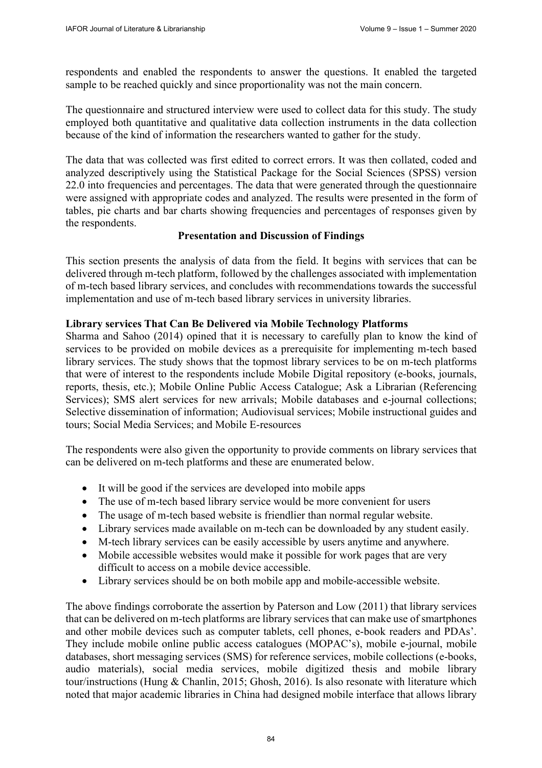respondents and enabled the respondents to answer the questions. It enabled the targeted sample to be reached quickly and since proportionality was not the main concern.

The questionnaire and structured interview were used to collect data for this study. The study employed both quantitative and qualitative data collection instruments in the data collection because of the kind of information the researchers wanted to gather for the study.

The data that was collected was first edited to correct errors. It was then collated, coded and analyzed descriptively using the Statistical Package for the Social Sciences (SPSS) version 22.0 into frequencies and percentages. The data that were generated through the questionnaire were assigned with appropriate codes and analyzed. The results were presented in the form of tables, pie charts and bar charts showing frequencies and percentages of responses given by the respondents.

## Presentation and Discussion of Findings

This section presents the analysis of data from the field. It begins with services that can be delivered through m-tech platform, followed by the challenges associated with implementation of m-tech based library services, and concludes with recommendations towards the successful implementation and use of m-tech based library services in university libraries.

### Library services That Can Be Delivered via Mobile Technology Platforms

Sharma and Sahoo (2014) opined that it is necessary to carefully plan to know the kind of services to be provided on mobile devices as a prerequisite for implementing m-tech based library services. The study shows that the topmost library services to be on m-tech platforms that were of interest to the respondents include Mobile Digital repository (e-books, journals, reports, thesis, etc.); Mobile Online Public Access Catalogue; Ask a Librarian (Referencing Services); SMS alert services for new arrivals; Mobile databases and e-journal collections; Selective dissemination of information; Audiovisual services; Mobile instructional guides and tours; Social Media Services; and Mobile E-resources

The respondents were also given the opportunity to provide comments on library services that can be delivered on m-tech platforms and these are enumerated below.

- It will be good if the services are developed into mobile apps
- The use of m-tech based library service would be more convenient for users
- The usage of m-tech based website is friendlier than normal regular website.
- Library services made available on m-tech can be downloaded by any student easily.
- M-tech library services can be easily accessible by users anytime and anywhere.
- Mobile accessible websites would make it possible for work pages that are very difficult to access on a mobile device accessible.
- Library services should be on both mobile app and mobile-accessible website.

The above findings corroborate the assertion by Paterson and Low (2011) that library services that can be delivered on m-tech platforms are library services that can make use of smartphones and other mobile devices such as computer tablets, cell phones, e-book readers and PDAs'. They include mobile online public access catalogues (MOPAC's), mobile e-journal, mobile databases, short messaging services (SMS) for reference services, mobile collections (e-books, audio materials), social media services, mobile digitized thesis and mobile library tour/instructions (Hung & Chanlin, 2015; Ghosh, 2016). Is also resonate with literature which noted that major academic libraries in China had designed mobile interface that allows library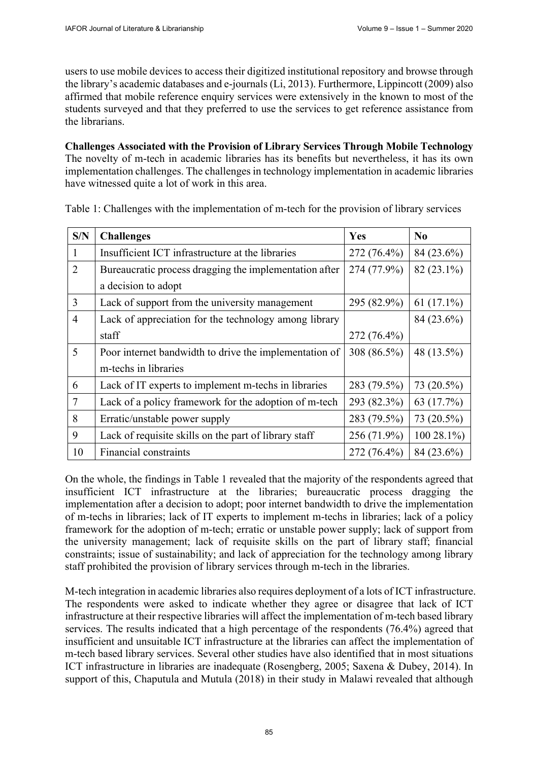users to use mobile devices to access their digitized institutional repository and browse through the library's academic databases and e-journals (Li, 2013). Furthermore, Lippincott (2009) also affirmed that mobile reference enquiry services were extensively in the known to most of the students surveyed and that they preferred to use the services to get reference assistance from the librarians.

**Challenges Associated with the Provision of Library Services Through Mobile Technology**
The novelty of m-tech in academic libraries has its benefits but nevertheless, it has its own implementation challenges. The challenges in technology implementation in academic libraries have witnessed quite a lot of work in this area.

Table 1: Challenges with the implementation of m-tech for the provision of library services

| S/N | Challenges | Yes | No |
|---|---|---|---|
| 1 | Insufficient ICT infrastructure at the libraries | 272 (76.4%) | 84 (23.6%) |
| 2 | Bureaucratic process dragging the implementation after a decision to adopt | 274 (77.9%) | 82 (23.1%) |
| 3 | Lack of support from the university management | 295 (82.9%) | 61 (17.1%) |
| 4 | Lack of appreciation for the technology among library staff | 272 (76.4%) | 84 (23.6%) |
| 5 | Poor internet bandwidth to drive the implementation of m-techs in libraries | 308 (86.5%) | 48 (13.5%) |
| 6 | Lack of IT experts to implement m-techs in libraries | 283 (79.5%) | 73 (20.5%) |
| 7 | Lack of a policy framework for the adoption of m-tech | 293 (82.3%) | 63 (17.7%) |
| 8 | Erratic/unstable power supply | 283 (79.5%) | 73 (20.5%) |
| 9 | Lack of requisite skills on the part of library staff | 256 (71.9%) | 100 28.1%) |
| 10 | Financial constraints | 272 (76.4%) | 84 (23.6%) |

On the whole, the findings in Table 1 revealed that the majority of the respondents agreed that insufficient ICT infrastructure at the libraries; bureaucratic process dragging the implementation after a decision to adopt; poor internet bandwidth to drive the implementation of m-techs in libraries; lack of IT experts to implement m-techs in libraries; lack of a policy framework for the adoption of m-tech; erratic or unstable power supply; lack of support from the university management; lack of requisite skills on the part of library staff; financial constraints; issue of sustainability; and lack of appreciation for the technology among library staff prohibited the provision of library services through m-tech in the libraries.

M-tech integration in academic libraries also requires deployment of a lots of ICT infrastructure. The respondents were asked to indicate whether they agree or disagree that lack of ICT infrastructure at their respective libraries will affect the implementation of m-tech based library services. The results indicated that a high percentage of the respondents (76.4%) agreed that insufficient and unsuitable ICT infrastructure at the libraries can affect the implementation of m-tech based library services. Several other studies have also identified that in most situations ICT infrastructure in libraries are inadequate (Rosengberg, 2005; Saxena & Dubey, 2014). In support of this, Chaputula and Mutula (2018) in their study in Malawi revealed that although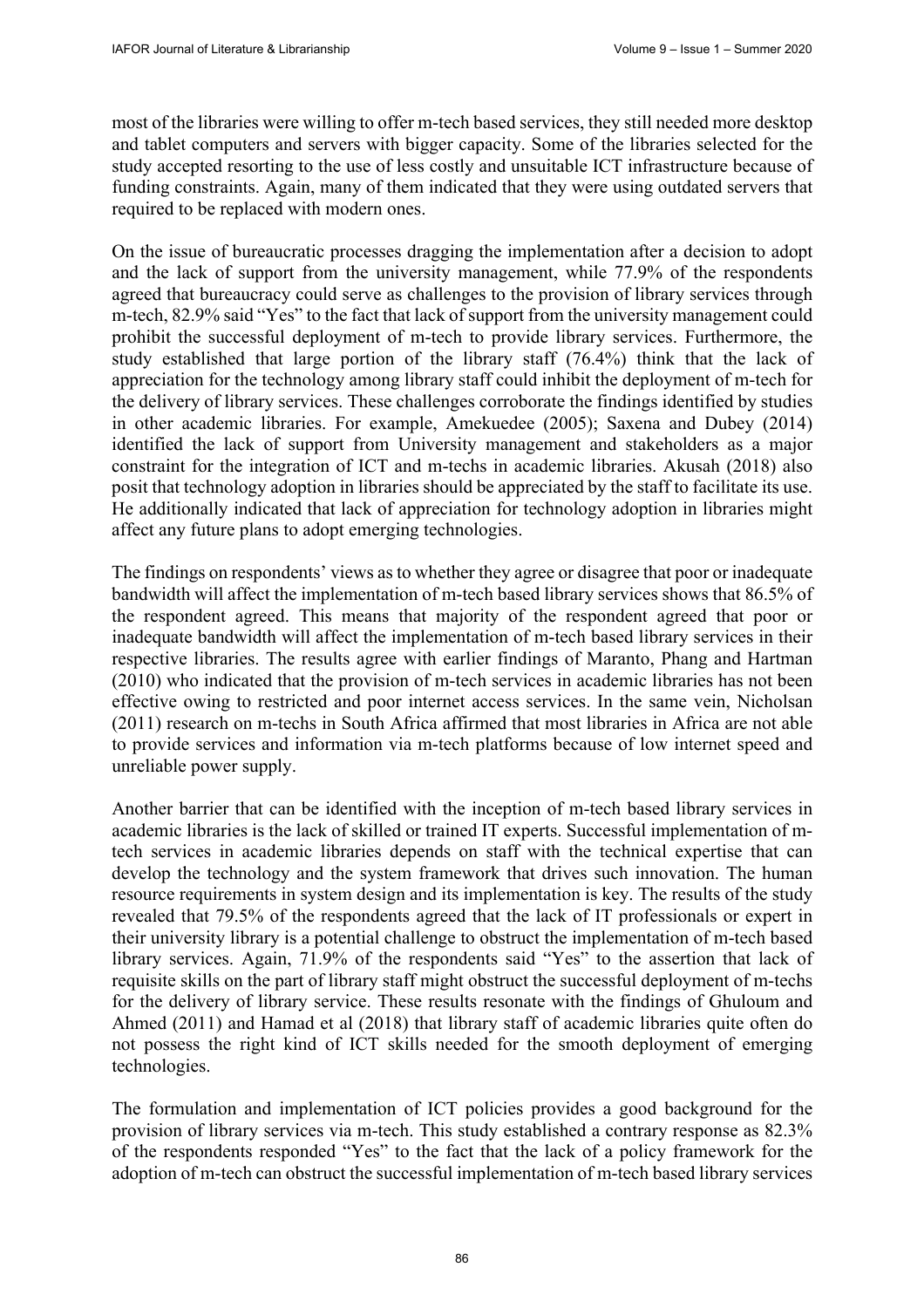most of the libraries were willing to offer m-tech based services, they still needed more desktop and tablet computers and servers with bigger capacity. Some of the libraries selected for the study accepted resorting to the use of less costly and unsuitable ICT infrastructure because of funding constraints. Again, many of them indicated that they were using outdated servers that required to be replaced with modern ones.

On the issue of bureaucratic processes dragging the implementation after a decision to adopt and the lack of support from the university management, while 77.9% of the respondents agreed that bureaucracy could serve as challenges to the provision of library services through m-tech, 82.9% said "Yes" to the fact that lack of support from the university management could prohibit the successful deployment of m-tech to provide library services. Furthermore, the study established that large portion of the library staff (76.4%) think that the lack of appreciation for the technology among library staff could inhibit the deployment of m-tech for the delivery of library services. These challenges corroborate the findings identified by studies in other academic libraries. For example, Amekuedee (2005); Saxena and Dubey (2014) identified the lack of support from University management and stakeholders as a major constraint for the integration of ICT and m-techs in academic libraries. Akusah (2018) also posit that technology adoption in libraries should be appreciated by the staff to facilitate its use. He additionally indicated that lack of appreciation for technology adoption in libraries might affect any future plans to adopt emerging technologies.

The findings on respondents' views as to whether they agree or disagree that poor or inadequate bandwidth will affect the implementation of m-tech based library services shows that 86.5% of the respondent agreed. This means that majority of the respondent agreed that poor or inadequate bandwidth will affect the implementation of m-tech based library services in their respective libraries. The results agree with earlier findings of Maranto, Phang and Hartman (2010) who indicated that the provision of m-tech services in academic libraries has not been effective owing to restricted and poor internet access services. In the same vein, Nicholsan (2011) research on m-techs in South Africa affirmed that most libraries in Africa are not able to provide services and information via m-tech platforms because of low internet speed and unreliable power supply.

Another barrier that can be identified with the inception of m-tech based library services in academic libraries is the lack of skilled or trained IT experts. Successful implementation of m-tech services in academic libraries depends on staff with the technical expertise that can develop the technology and the system framework that drives such innovation. The human resource requirements in system design and its implementation is key. The results of the study revealed that 79.5% of the respondents agreed that the lack of IT professionals or expert in their university library is a potential challenge to obstruct the implementation of m-tech based library services. Again, 71.9% of the respondents said "Yes" to the assertion that lack of requisite skills on the part of library staff might obstruct the successful deployment of m-techs for the delivery of library service. These results resonate with the findings of Ghuloum and Ahmed (2011) and Hamad et al (2018) that library staff of academic libraries quite often do not possess the right kind of ICT skills needed for the smooth deployment of emerging technologies.

The formulation and implementation of ICT policies provides a good background for the provision of library services via m-tech. This study established a contrary response as 82.3% of the respondents responded "Yes" to the fact that the lack of a policy framework for the adoption of m-tech can obstruct the successful implementation of m-tech based library services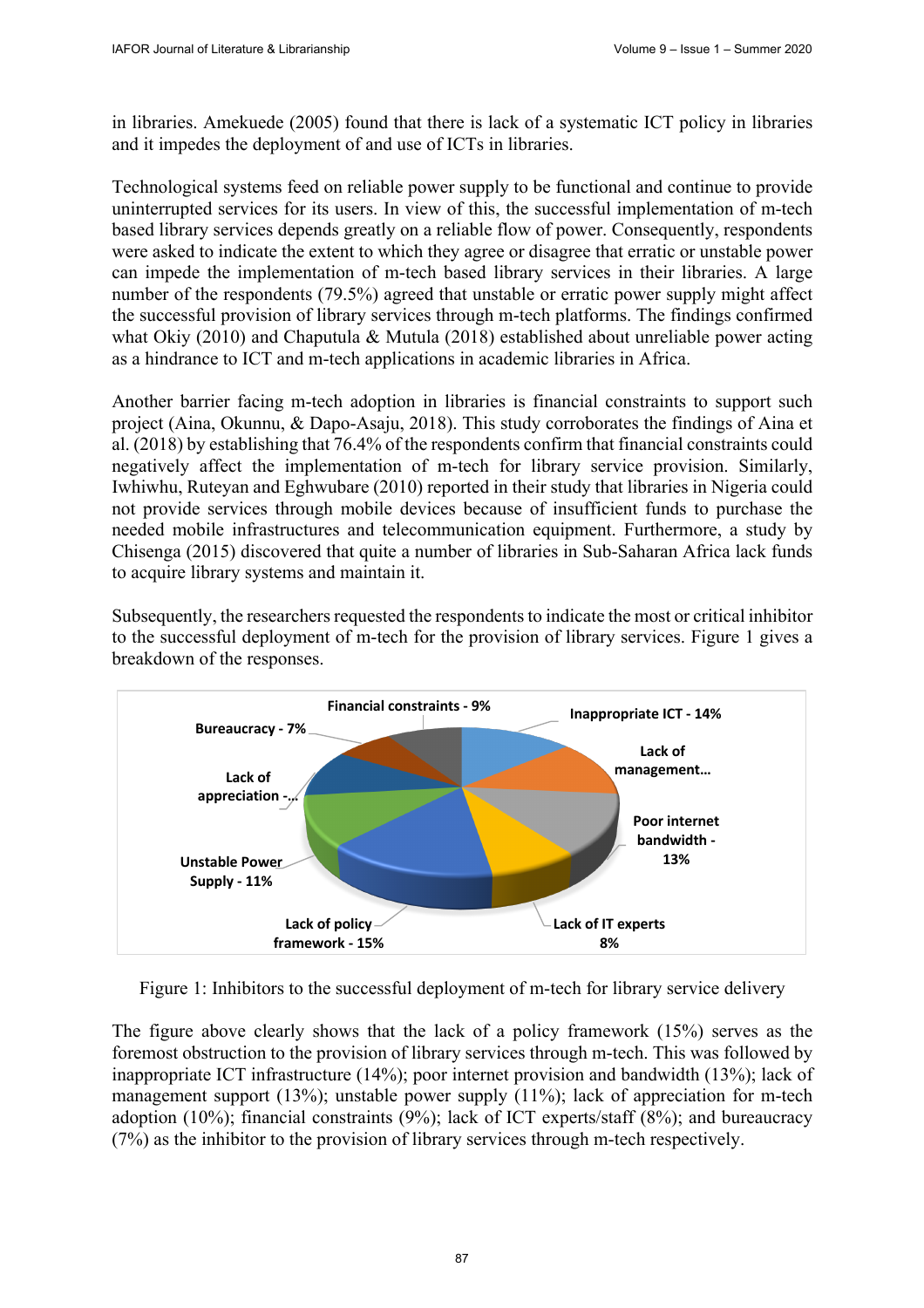in libraries. Amekuede (2005) found that there is lack of a systematic ICT policy in libraries and it impedes the deployment of and use of ICTs in libraries.

Technological systems feed on reliable power supply to be functional and continue to provide uninterrupted services for its users. In view of this, the successful implementation of m-tech based library services depends greatly on a reliable flow of power. Consequently, respondents were asked to indicate the extent to which they agree or disagree that erratic or unstable power can impede the implementation of m-tech based library services in their libraries. A large number of the respondents (79.5%) agreed that unstable or erratic power supply might affect the successful provision of library services through m-tech platforms. The findings confirmed what Okiy (2010) and Chaputula & Mutula (2018) established about unreliable power acting as a hindrance to ICT and m-tech applications in academic libraries in Africa.

Another barrier facing m-tech adoption in libraries is financial constraints to support such project (Aina, Okunnu, & Dapo-Asaju, 2018). This study corroborates the findings of Aina et al. (2018) by establishing that 76.4% of the respondents confirm that financial constraints could negatively affect the implementation of m-tech for library service provision. Similarly, Iwhiwhu, Ruteyan and Eghwubare (2010) reported in their study that libraries in Nigeria could not provide services through mobile devices because of insufficient funds to purchase the needed mobile infrastructures and telecommunication equipment. Furthermore, a study by Chisenga (2015) discovered that quite a number of libraries in Sub-Saharan Africa lack funds to acquire library systems and maintain it.

Subsequently, the researchers requested the respondents to indicate the most or critical inhibitor to the successful deployment of m-tech for the provision of library services. Figure 1 gives a breakdown of the responses.

Figure 1: Inhibitors to the successful deployment of m-tech for library service delivery

The figure above clearly shows that the lack of a policy framework (15%) serves as the foremost obstruction to the provision of library services through m-tech. This was followed by inappropriate ICT infrastructure (14%); poor internet provision and bandwidth (13%); lack of management support (13%); unstable power supply (11%); lack of appreciation for m-tech adoption (10%); financial constraints (9%); lack of ICT experts/staff (8%); and bureaucracy (7%) as the inhibitor to the provision of library services through m-tech respectively.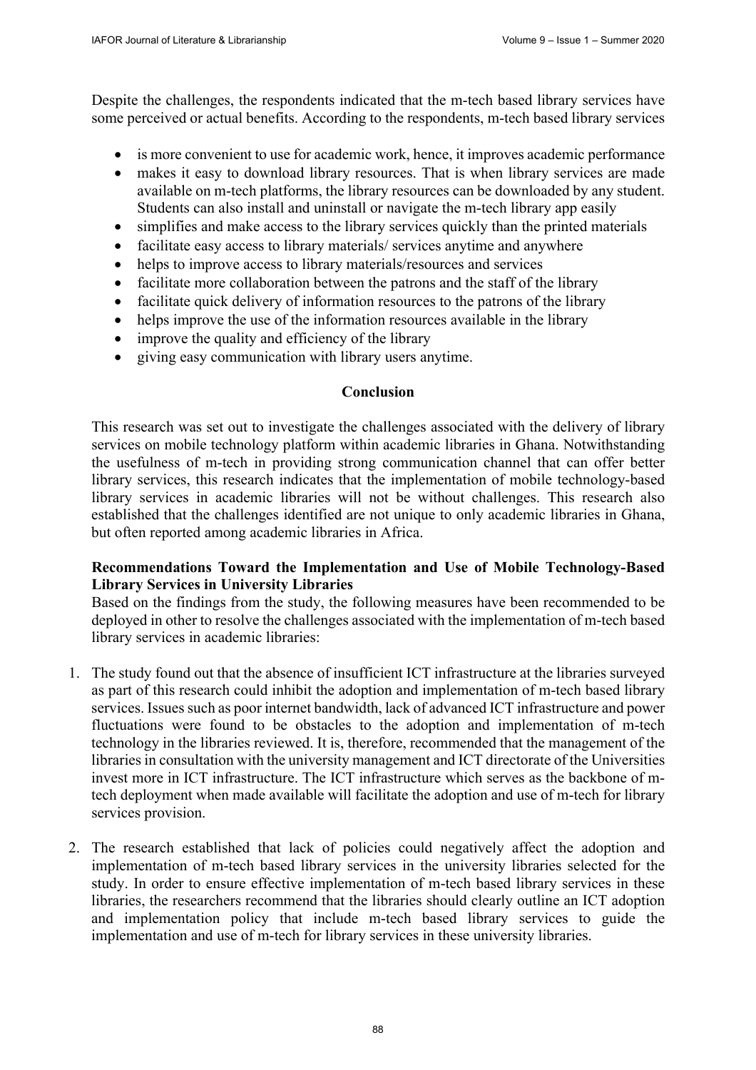Despite the challenges, the respondents indicated that the m-tech based library services have some perceived or actual benefits. According to the respondents, m-tech based library services

- is more convenient to use for academic work, hence, it improves academic performance
- makes it easy to download library resources. That is when library services are made available on m-tech platforms, the library resources can be downloaded by any student. Students can also install and uninstall or navigate the m-tech library app easily
- simplifies and make access to the library services quickly than the printed materials
- facilitate easy access to library materials/ services anytime and anywhere
- helps to improve access to library materials/resources and services
- facilitate more collaboration between the patrons and the staff of the library
- facilitate quick delivery of information resources to the patrons of the library
- helps improve the use of the information resources available in the library
- improve the quality and efficiency of the library
- giving easy communication with library users anytime.

## Conclusion

This research was set out to investigate the challenges associated with the delivery of library services on mobile technology platform within academic libraries in Ghana. Notwithstanding the usefulness of m-tech in providing strong communication channel that can offer better library services, this research indicates that the implementation of mobile technology-based library services in academic libraries will not be without challenges. This research also established that the challenges identified are not unique to only academic libraries in Ghana, but often reported among academic libraries in Africa.

### Recommendations Toward the Implementation and Use of Mobile Technology-Based Library Services in University Libraries

Based on the findings from the study, the following measures have been recommended to be deployed in other to resolve the challenges associated with the implementation of m-tech based library services in academic libraries:

1. The study found out that the absence of insufficient ICT infrastructure at the libraries surveyed as part of this research could inhibit the adoption and implementation of m-tech based library services. Issues such as poor internet bandwidth, lack of advanced ICT infrastructure and power fluctuations were found to be obstacles to the adoption and implementation of m-tech technology in the libraries reviewed. It is, therefore, recommended that the management of the libraries in consultation with the university management and ICT directorate of the Universities invest more in ICT infrastructure. The ICT infrastructure which serves as the backbone of m-tech deployment when made available will facilitate the adoption and use of m-tech for library services provision.

2. The research established that lack of policies could negatively affect the adoption and implementation of m-tech based library services in the university libraries selected for the study. In order to ensure effective implementation of m-tech based library services in these libraries, the researchers recommend that the libraries should clearly outline an ICT adoption and implementation policy that include m-tech based library services to guide the implementation and use of m-tech for library services in these university libraries.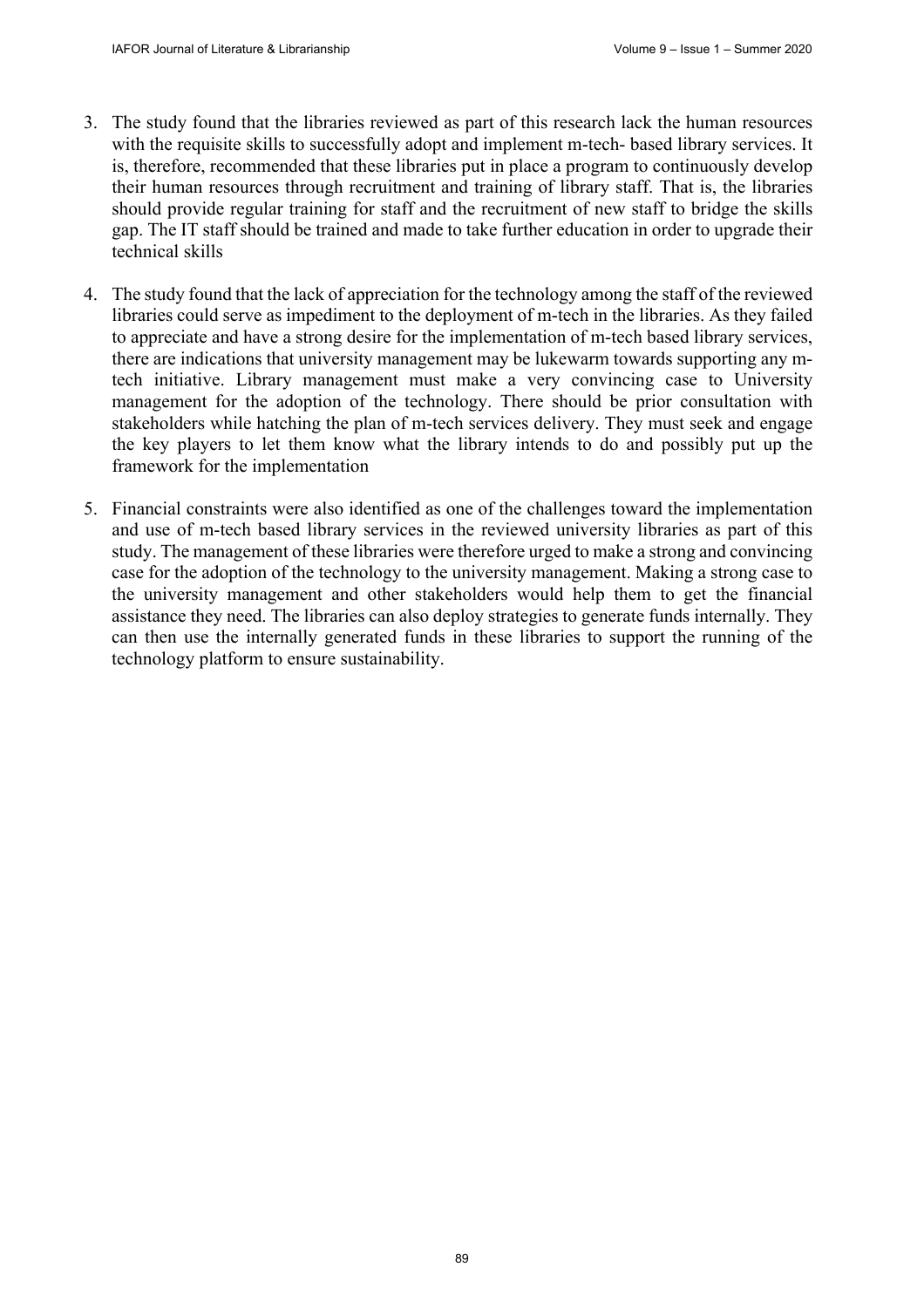3. The study found that the libraries reviewed as part of this research lack the human resources with the requisite skills to successfully adopt and implement m-tech- based library services. It is, therefore, recommended that these libraries put in place a program to continuously develop their human resources through recruitment and training of library staff. That is, the libraries should provide regular training for staff and the recruitment of new staff to bridge the skills gap. The IT staff should be trained and made to take further education in order to upgrade their technical skills

4. The study found that the lack of appreciation for the technology among the staff of the reviewed libraries could serve as impediment to the deployment of m-tech in the libraries. As they failed to appreciate and have a strong desire for the implementation of m-tech based library services, there are indications that university management may be lukewarm towards supporting any m-tech initiative. Library management must make a very convincing case to University management for the adoption of the technology. There should be prior consultation with stakeholders while hatching the plan of m-tech services delivery. They must seek and engage the key players to let them know what the library intends to do and possibly put up the framework for the implementation

5. Financial constraints were also identified as one of the challenges toward the implementation and use of m-tech based library services in the reviewed university libraries as part of this study. The management of these libraries were therefore urged to make a strong and convincing case for the adoption of the technology to the university management. Making a strong case to the university management and other stakeholders would help them to get the financial assistance they need. The libraries can also deploy strategies to generate funds internally. They can then use the internally generated funds in these libraries to support the running of the technology platform to ensure sustainability.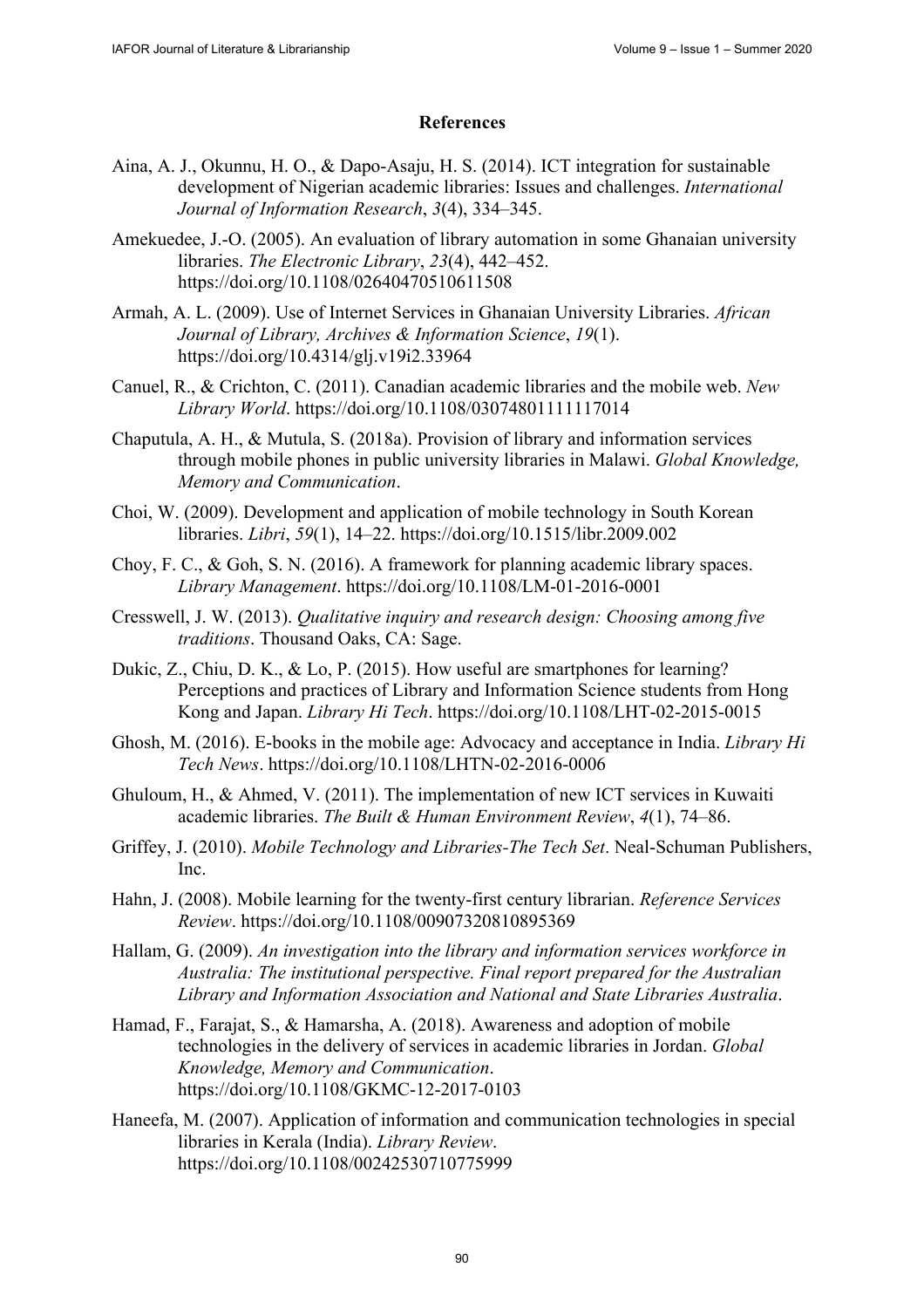## References

Aina, A. J., Okunnu, H. O., & Dapo-Asaju, H. S. (2014). ICT integration for sustainable development of Nigerian academic libraries: Issues and challenges. *International Journal of Information Research*, *3*(4), 334–345.

Amekuedee, J.-O. (2005). An evaluation of library automation in some Ghanaian university libraries. *The Electronic Library*, *23*(4), 442–452. https://doi.org/10.1108/02640470510611508

Armah, A. L. (2009). Use of Internet Services in Ghanaian University Libraries. *African Journal of Library, Archives & Information Science*, *19*(1). https://doi.org/10.4314/glj.v19i2.33964

Canuel, R., & Crichton, C. (2011). Canadian academic libraries and the mobile web. *New Library World*. https://doi.org/10.1108/03074801111117014

Chaputula, A. H., & Mutula, S. (2018a). Provision of library and information services through mobile phones in public university libraries in Malawi. *Global Knowledge, Memory and Communication*.

Choi, W. (2009). Development and application of mobile technology in South Korean libraries. *Libri*, *59*(1), 14–22. https://doi.org/10.1515/libr.2009.002

Choy, F. C., & Goh, S. N. (2016). A framework for planning academic library spaces. *Library Management*. https://doi.org/10.1108/LM-01-2016-0001

Cresswell, J. W. (2013). *Qualitative inquiry and research design: Choosing among five traditions*. Thousand Oaks, CA: Sage.

Dukic, Z., Chiu, D. K., & Lo, P. (2015). How useful are smartphones for learning? Perceptions and practices of Library and Information Science students from Hong Kong and Japan. *Library Hi Tech*. https://doi.org/10.1108/LHT-02-2015-0015

Ghosh, M. (2016). E-books in the mobile age: Advocacy and acceptance in India. *Library Hi Tech News*. https://doi.org/10.1108/LHTN-02-2016-0006

Ghuloum, H., & Ahmed, V. (2011). The implementation of new ICT services in Kuwaiti academic libraries. *The Built & Human Environment Review*, *4*(1), 74–86.

Griffey, J. (2010). *Mobile Technology and Libraries-The Tech Set*. Neal-Schuman Publishers, Inc.

Hahn, J. (2008). Mobile learning for the twenty-first century librarian. *Reference Services Review*. https://doi.org/10.1108/00907320810895369

Hallam, G. (2009). *An investigation into the library and information services workforce in Australia: The institutional perspective. Final report prepared for the Australian Library and Information Association and National and State Libraries Australia*.

Hamad, F., Farajat, S., & Hamarsha, A. (2018). Awareness and adoption of mobile technologies in the delivery of services in academic libraries in Jordan. *Global Knowledge, Memory and Communication*. https://doi.org/10.1108/GKMC-12-2017-0103

Haneefa, M. (2007). Application of information and communication technologies in special libraries in Kerala (India). *Library Review*. https://doi.org/10.1108/00242530710775999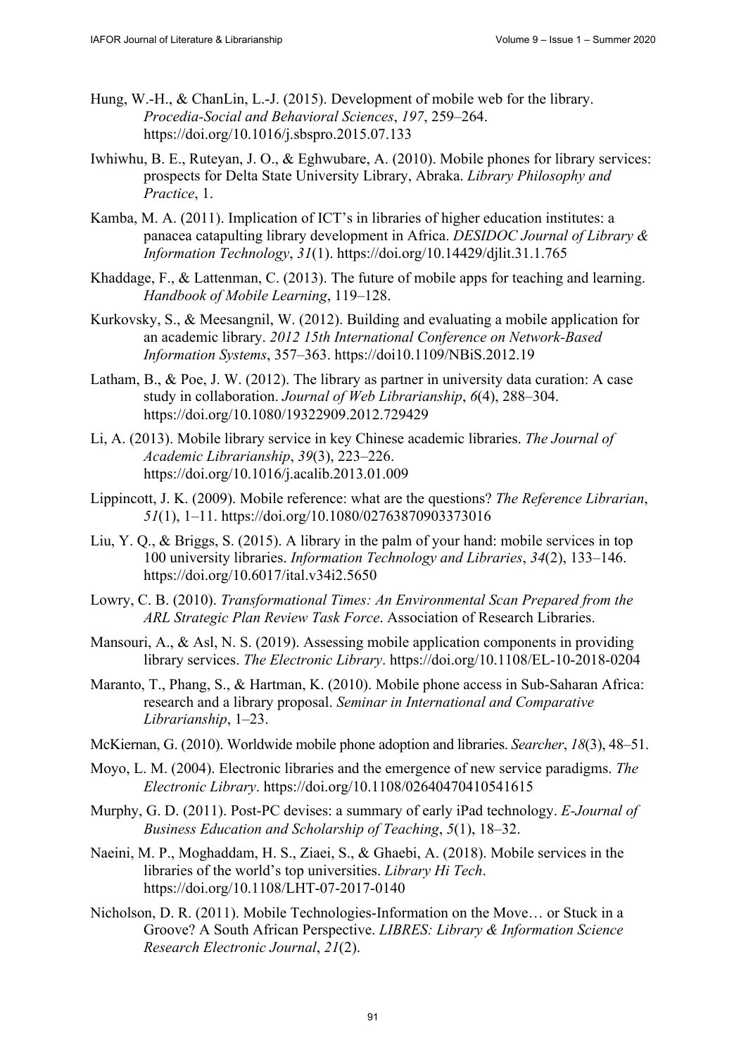Hung, W.-H., & ChanLin, L.-J. (2015). Development of mobile web for the library. *Procedia-Social and Behavioral Sciences*, *197*, 259–264. https://doi.org/10.1016/j.sbspro.2015.07.133

Iwhiwhu, B. E., Ruteyan, J. O., & Eghwubare, A. (2010). Mobile phones for library services: prospects for Delta State University Library, Abraka. *Library Philosophy and Practice*, 1.

Kamba, M. A. (2011). Implication of ICT's in libraries of higher education institutes: a panacea catapulting library development in Africa. *DESIDOC Journal of Library & Information Technology*, *31*(1). https://doi.org/10.14429/djlit.31.1.765

Khaddage, F., & Lattenman, C. (2013). The future of mobile apps for teaching and learning. *Handbook of Mobile Learning*, 119–128.

Kurkovsky, S., & Meesangnil, W. (2012). Building and evaluating a mobile application for an academic library. *2012 15th International Conference on Network-Based Information Systems*, 357–363. https://doi10.1109/NBiS.2012.19

Latham, B., & Poe, J. W. (2012). The library as partner in university data curation: A case study in collaboration. *Journal of Web Librarianship*, *6*(4), 288–304. https://doi.org/10.1080/19322909.2012.729429

Li, A. (2013). Mobile library service in key Chinese academic libraries. *The Journal of Academic Librarianship*, *39*(3), 223–226. https://doi.org/10.1016/j.acalib.2013.01.009

Lippincott, J. K. (2009). Mobile reference: what are the questions? *The Reference Librarian*, *51*(1), 1–11. https://doi.org/10.1080/02763870903373016

Liu, Y. Q., & Briggs, S. (2015). A library in the palm of your hand: mobile services in top 100 university libraries. *Information Technology and Libraries*, *34*(2), 133–146. https://doi.org/10.6017/ital.v34i2.5650

Lowry, C. B. (2010). *Transformational Times: An Environmental Scan Prepared from the ARL Strategic Plan Review Task Force*. Association of Research Libraries.

Mansouri, A., & Asl, N. S. (2019). Assessing mobile application components in providing library services. *The Electronic Library*. https://doi.org/10.1108/EL-10-2018-0204

Maranto, T., Phang, S., & Hartman, K. (2010). Mobile phone access in Sub-Saharan Africa: research and a library proposal. *Seminar in International and Comparative Librarianship*, 1–23.

McKiernan, G. (2010). Worldwide mobile phone adoption and libraries. *Searcher*, *18*(3), 48–51.

Moyo, L. M. (2004). Electronic libraries and the emergence of new service paradigms. *The Electronic Library*. https://doi.org/10.1108/02640470410541615

Murphy, G. D. (2011). Post-PC devises: a summary of early iPad technology. *E-Journal of Business Education and Scholarship of Teaching*, *5*(1), 18–32.

Naeini, M. P., Moghaddam, H. S., Ziaei, S., & Ghaebi, A. (2018). Mobile services in the libraries of the world's top universities. *Library Hi Tech*. https://doi.org/10.1108/LHT-07-2017-0140

Nicholson, D. R. (2011). Mobile Technologies-Information on the Move… or Stuck in a Groove? A South African Perspective. *LIBRES: Library & Information Science Research Electronic Journal*, *21*(2).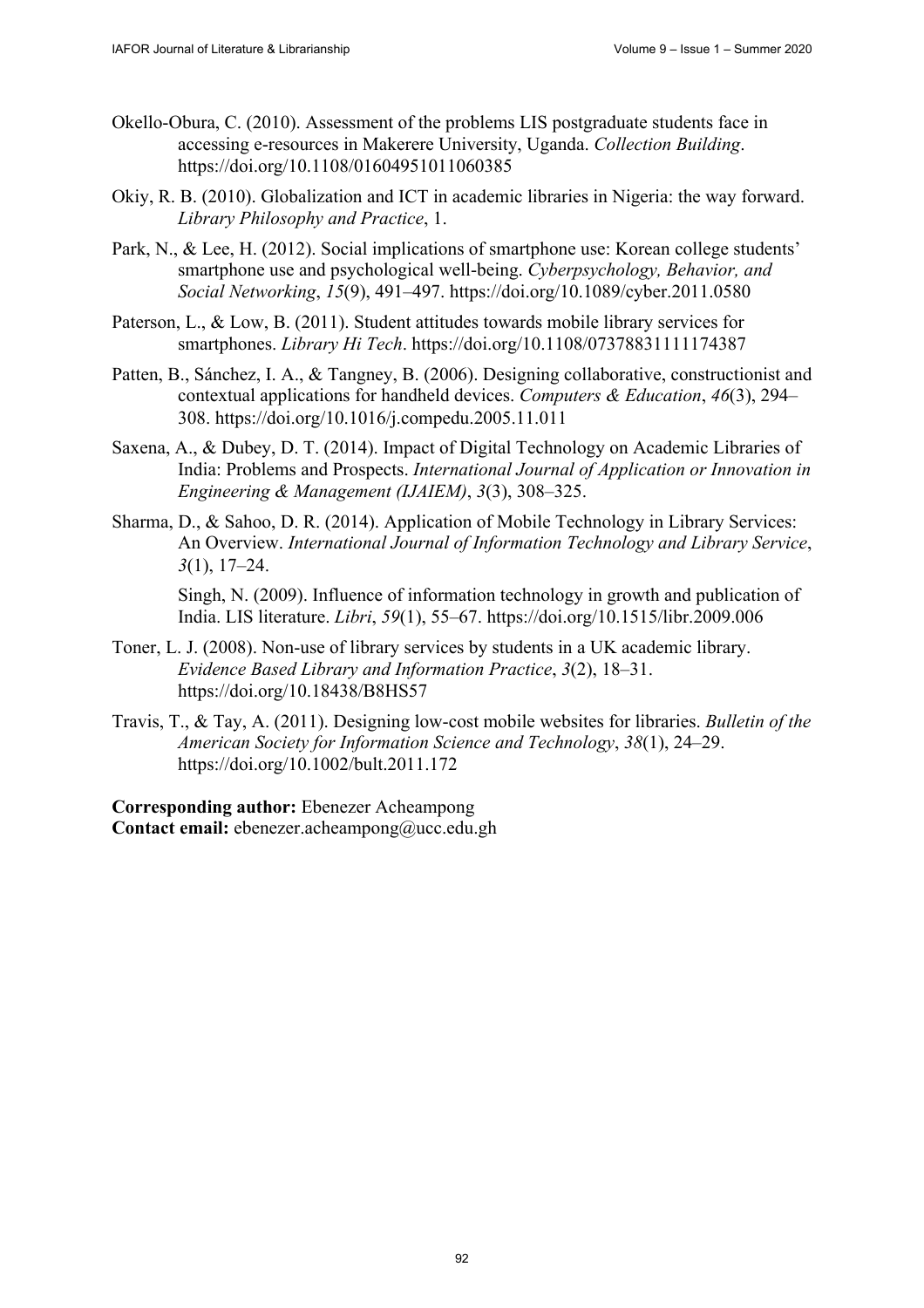Okello-Obura, C. (2010). Assessment of the problems LIS postgraduate students face in accessing e-resources in Makerere University, Uganda. *Collection Building*. https://doi.org/10.1108/01604951011060385

Okiy, R. B. (2010). Globalization and ICT in academic libraries in Nigeria: the way forward. *Library Philosophy and Practice*, 1.

Park, N., & Lee, H. (2012). Social implications of smartphone use: Korean college students' smartphone use and psychological well-being. *Cyberpsychology, Behavior, and Social Networking*, *15*(9), 491–497. https://doi.org/10.1089/cyber.2011.0580

Paterson, L., & Low, B. (2011). Student attitudes towards mobile library services for smartphones. *Library Hi Tech*. https://doi.org/10.1108/07378831111174387

Patten, B., Sánchez, I. A., & Tangney, B. (2006). Designing collaborative, constructionist and contextual applications for handheld devices. *Computers & Education*, *46*(3), 294–308. https://doi.org/10.1016/j.compedu.2005.11.011

Saxena, A., & Dubey, D. T. (2014). Impact of Digital Technology on Academic Libraries of India: Problems and Prospects. *International Journal of Application or Innovation in Engineering & Management (IJAIEM)*, *3*(3), 308–325.

Sharma, D., & Sahoo, D. R. (2014). Application of Mobile Technology in Library Services: An Overview. *International Journal of Information Technology and Library Service*, *3*(1), 17–24.

Singh, N. (2009). Influence of information technology in growth and publication of India. LIS literature. *Libri*, *59*(1), 55–67. https://doi.org/10.1515/libr.2009.006

Toner, L. J. (2008). Non-use of library services by students in a UK academic library. *Evidence Based Library and Information Practice*, *3*(2), 18–31. https://doi.org/10.18438/B8HS57

Travis, T., & Tay, A. (2011). Designing low-cost mobile websites for libraries. *Bulletin of the American Society for Information Science and Technology*, *38*(1), 24–29. https://doi.org/10.1002/bult.2011.172

**Corresponding author:** Ebenezer Acheampong
**Contact email:** ebenezer.acheampong@ucc.edu.gh